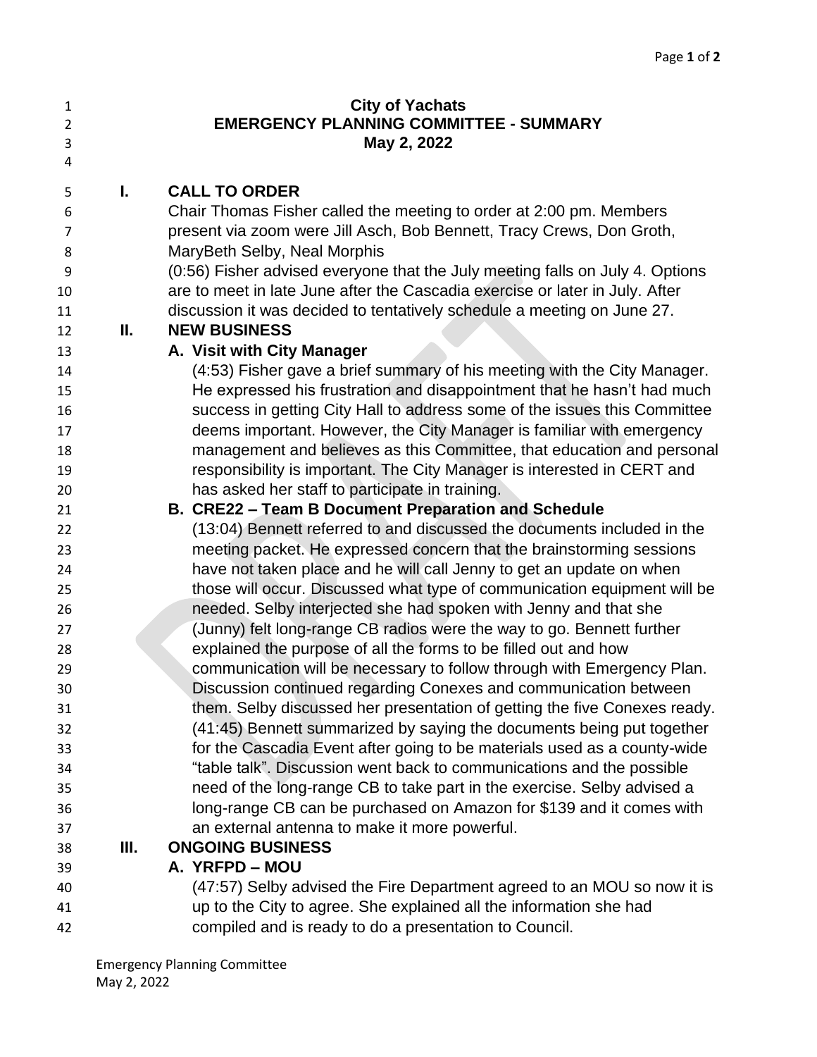# City of Yachats
## EMERGENCY PLANNING COMMITTEE - SUMMARY
### May 2, 2022

## I. CALL TO ORDER

Chair Thomas Fisher called the meeting to order at 2:00 pm. Members present via zoom were Jill Asch, Bob Bennett, Tracy Crews, Don Groth, MaryBeth Selby, Neal Morphis

(0:56) Fisher advised everyone that the July meeting falls on July 4. Options are to meet in late June after the Cascadia exercise or later in July. After discussion it was decided to tentatively schedule a meeting on June 27.

## II. NEW BUSINESS

### A. Visit with City Manager

(4:53) Fisher gave a brief summary of his meeting with the City Manager. He expressed his frustration and disappointment that he hasn't had much success in getting City Hall to address some of the issues this Committee deems important. However, the City Manager is familiar with emergency management and believes as this Committee, that education and personal responsibility is important. The City Manager is interested in CERT and has asked her staff to participate in training.

### B. CRE22 – Team B Document Preparation and Schedule

(13:04) Bennett referred to and discussed the documents included in the meeting packet. He expressed concern that the brainstorming sessions have not taken place and he will call Jenny to get an update on when those will occur. Discussed what type of communication equipment will be needed. Selby interjected she had spoken with Jenny and that she (Junny) felt long-range CB radios were the way to go. Bennett further explained the purpose of all the forms to be filled out and how communication will be necessary to follow through with Emergency Plan. Discussion continued regarding Conexes and communication between them. Selby discussed her presentation of getting the five Conexes ready. (41:45) Bennett summarized by saying the documents being put together for the Cascadia Event after going to be materials used as a county-wide "table talk". Discussion went back to communications and the possible need of the long-range CB to take part in the exercise. Selby advised a long-range CB can be purchased on Amazon for $139 and it comes with an external antenna to make it more powerful.

## III. ONGOING BUSINESS

### A. YRFPD – MOU

(47:57) Selby advised the Fire Department agreed to an MOU so now it is up to the City to agree. She explained all the information she had compiled and is ready to do a presentation to Council.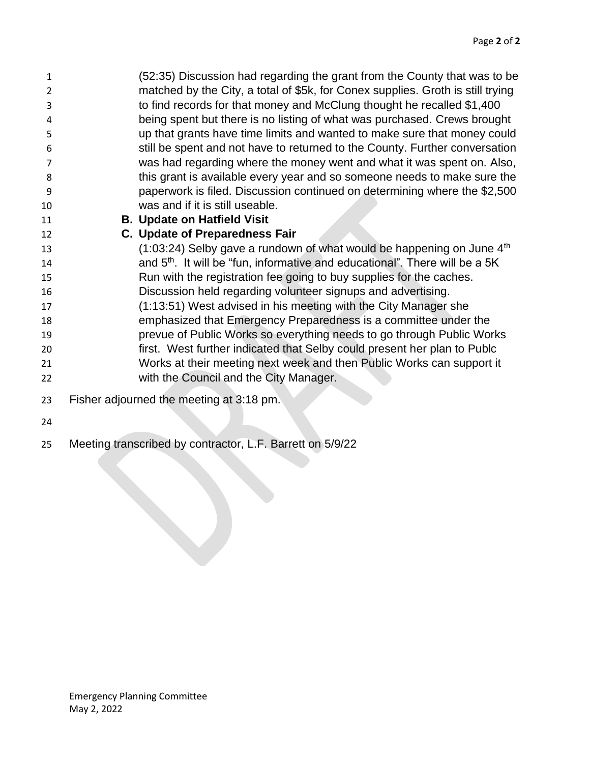(52:35) Discussion had regarding the grant from the County that was to be matched by the City, a total of $5k, for Conex supplies. Groth is still trying to find records for that money and McClung thought he recalled $1,400 being spent but there is no listing of what was purchased. Crews brought up that grants have time limits and wanted to make sure that money could still be spent and not have to returned to the County. Further conversation was had regarding where the money went and what it was spent on. Also, this grant is available every year and so someone needs to make sure the paperwork is filed. Discussion continued on determining where the $2,500 was and if it is still useable.

**B. Update on Hatfield Visit**

**C. Update of Preparedness Fair**

(1:03:24) Selby gave a rundown of what would be happening on June 4th and 5th. It will be "fun, informative and educational". There will be a 5K Run with the registration fee going to buy supplies for the caches. Discussion held regarding volunteer signups and advertising.

(1:13:51) West advised in his meeting with the City Manager she emphasized that Emergency Preparedness is a committee under the prevue of Public Works so everything needs to go through Public Works first. West further indicated that Selby could present her plan to Publc Works at their meeting next week and then Public Works can support it with the Council and the City Manager.

Fisher adjourned the meeting at 3:18 pm.

Meeting transcribed by contractor, L.F. Barrett on 5/9/22